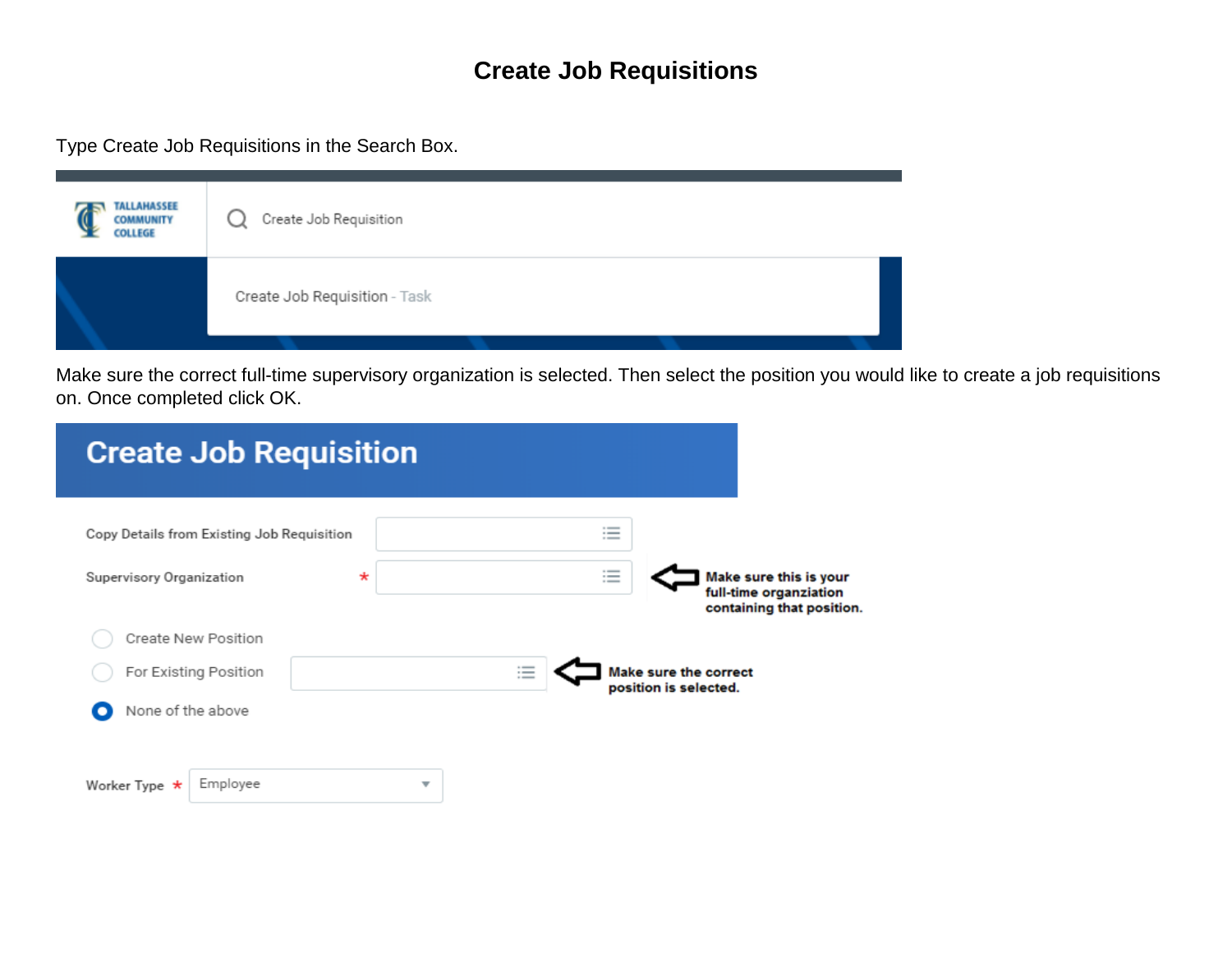# Create Job Requisitions

Type Create Job Requisitions in the Search Box.

Create Job Requisition

Create Job Requisition - Task

Make sure the correct full-time supervisory organization is selected. Then select the position you would like to create a job requisitions on. Once completed click OK.

## Create Job Requisition

Copy Details from Existing Job Requisition

Supervisory Organization *

**Make sure this is your full-time organziation containing that position.**

- Create New Position
- For Existing Position
- None of the above

**Make sure the correct position is selected.**

Worker Type * Employee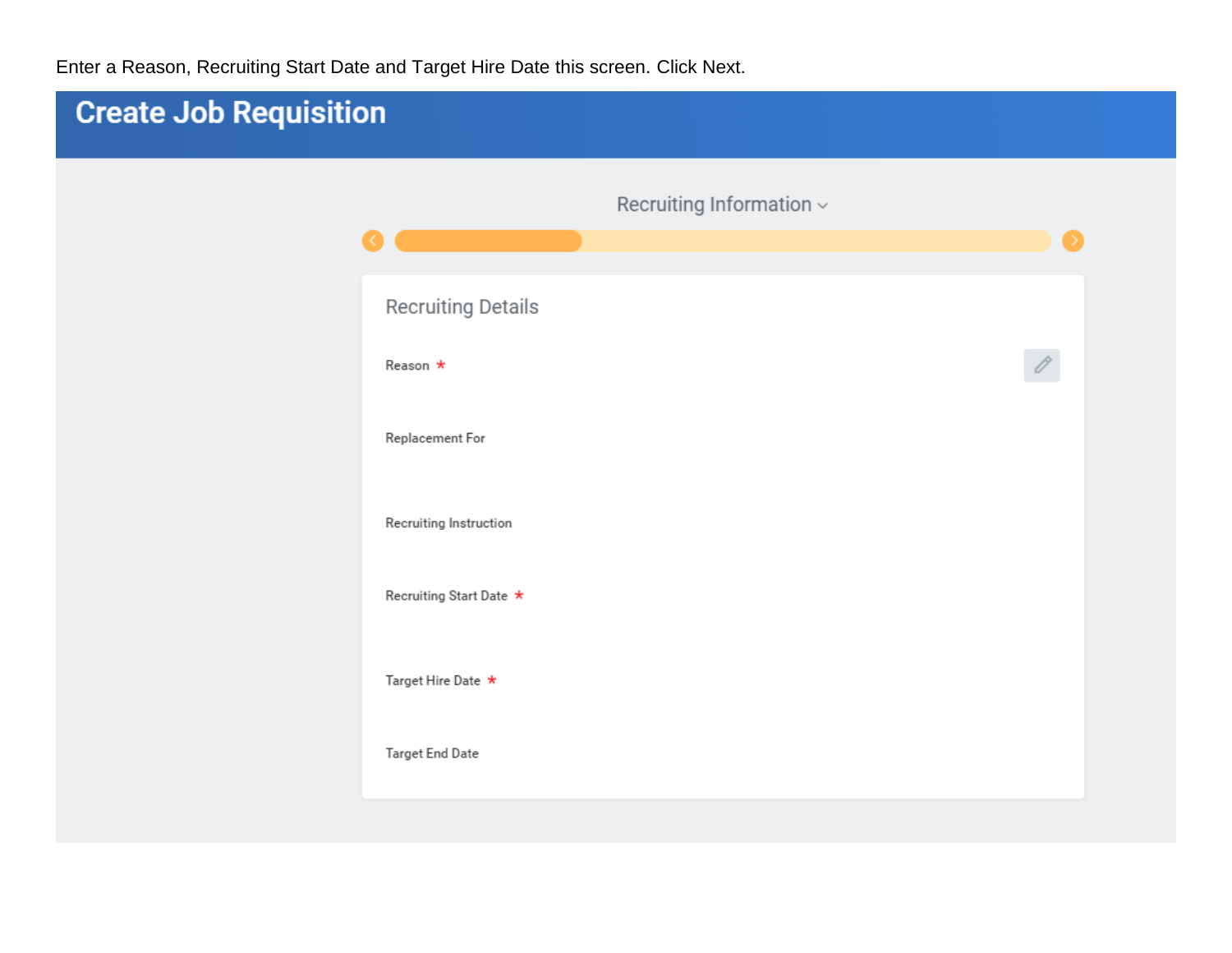Enter a Reason, Recruiting Start Date and Target Hire Date this screen. Click Next.

# Create Job Requisition

Recruiting Information

## Recruiting Details

Reason *

Replacement For

Recruiting Instruction

Recruiting Start Date *

Target Hire Date *

Target End Date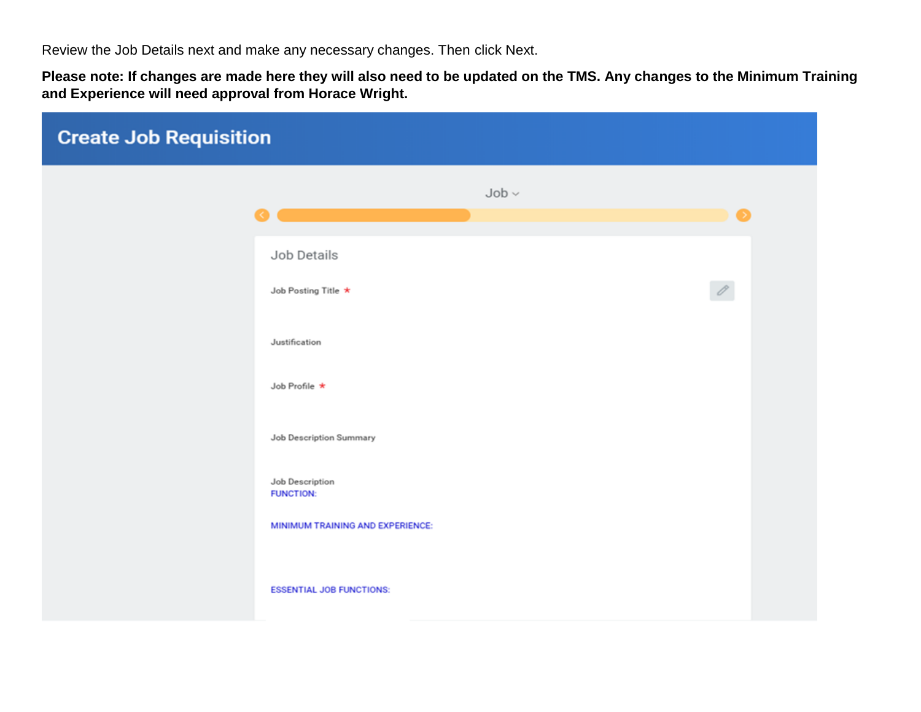Review the Job Details next and make any necessary changes. Then click Next.

**Please note: If changes are made here they will also need to be updated on the TMS. Any changes to the Minimum Training and Experience will need approval from Horace Wright.**

## Create Job Requisition

Job

### Job Details

Job Posting Title *

Justification

Job Profile *

Job Description Summary

Job Description

FUNCTION:

MINIMUM TRAINING AND EXPERIENCE:

ESSENTIAL JOB FUNCTIONS: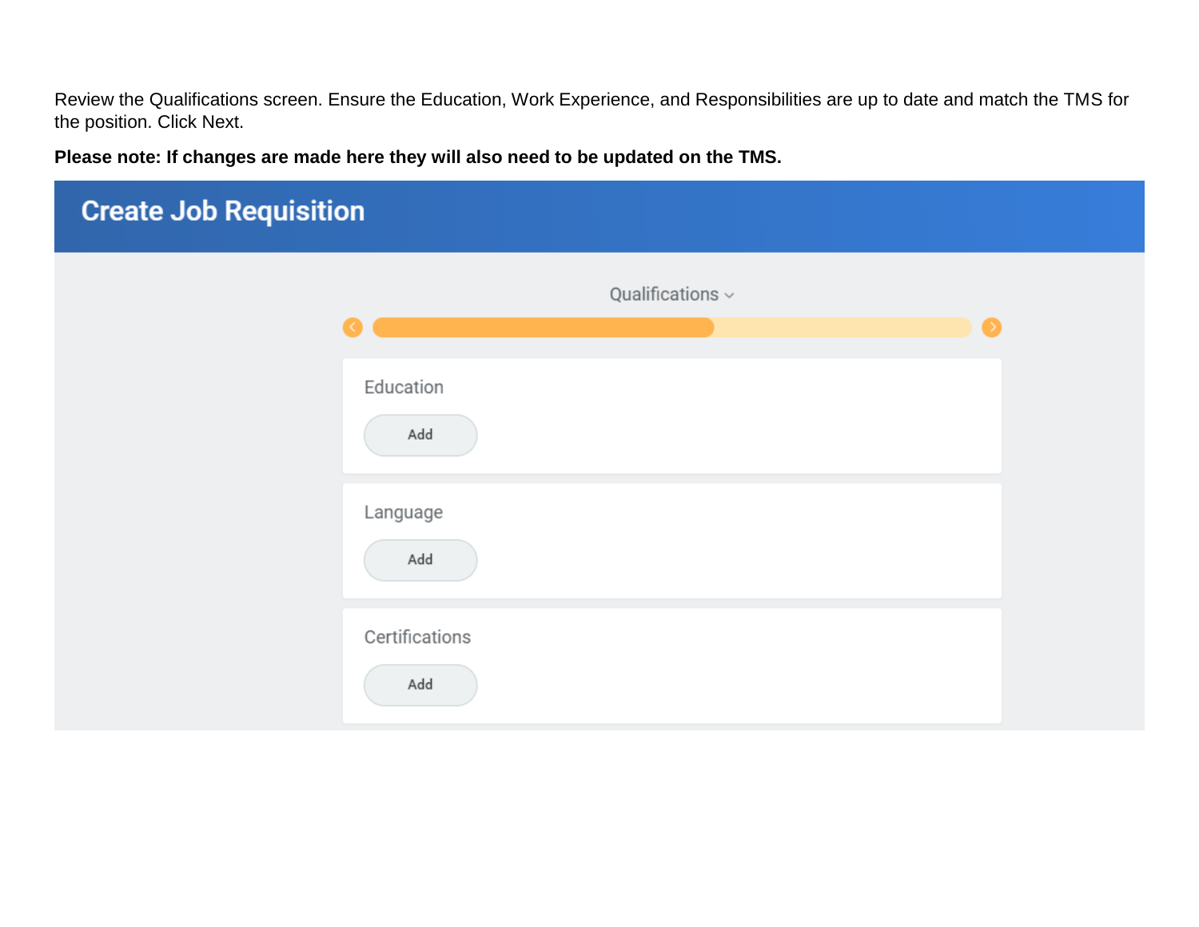Review the Qualifications screen. Ensure the Education, Work Experience, and Responsibilities are up to date and match the TMS for the position. Click Next.

**Please note: If changes are made here they will also need to be updated on the TMS.**

## Create Job Requisition

Qualifications

Education

Add

Language

Add

Certifications

Add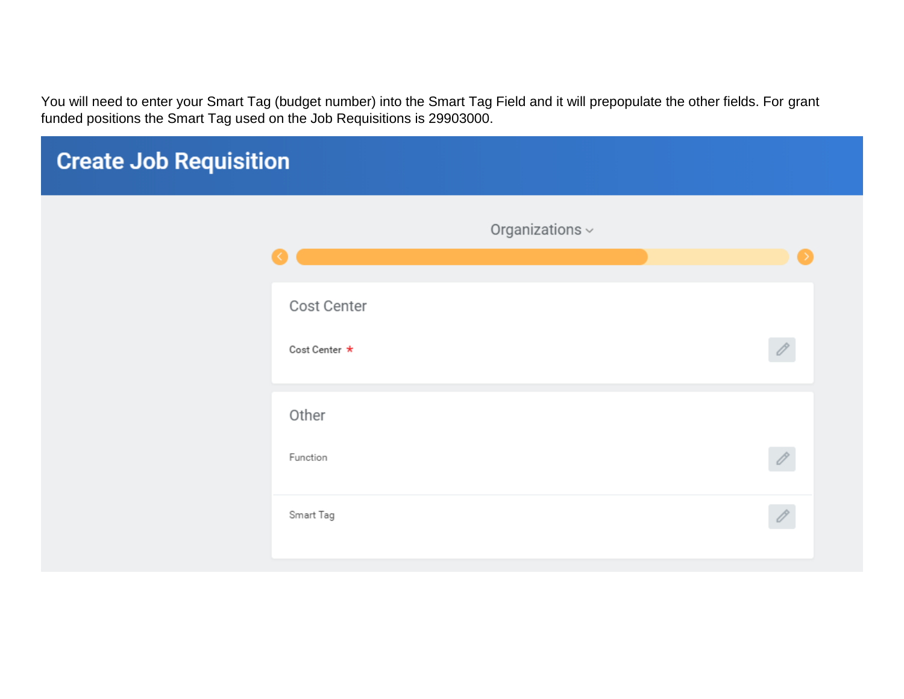You will need to enter your Smart Tag (budget number) into the Smart Tag Field and it will prepopulate the other fields. For grant funded positions the Smart Tag used on the Job Requisitions is 29903000.

# Create Job Requisition

Organizations

## Cost Center

Cost Center *

## Other

Function

Smart Tag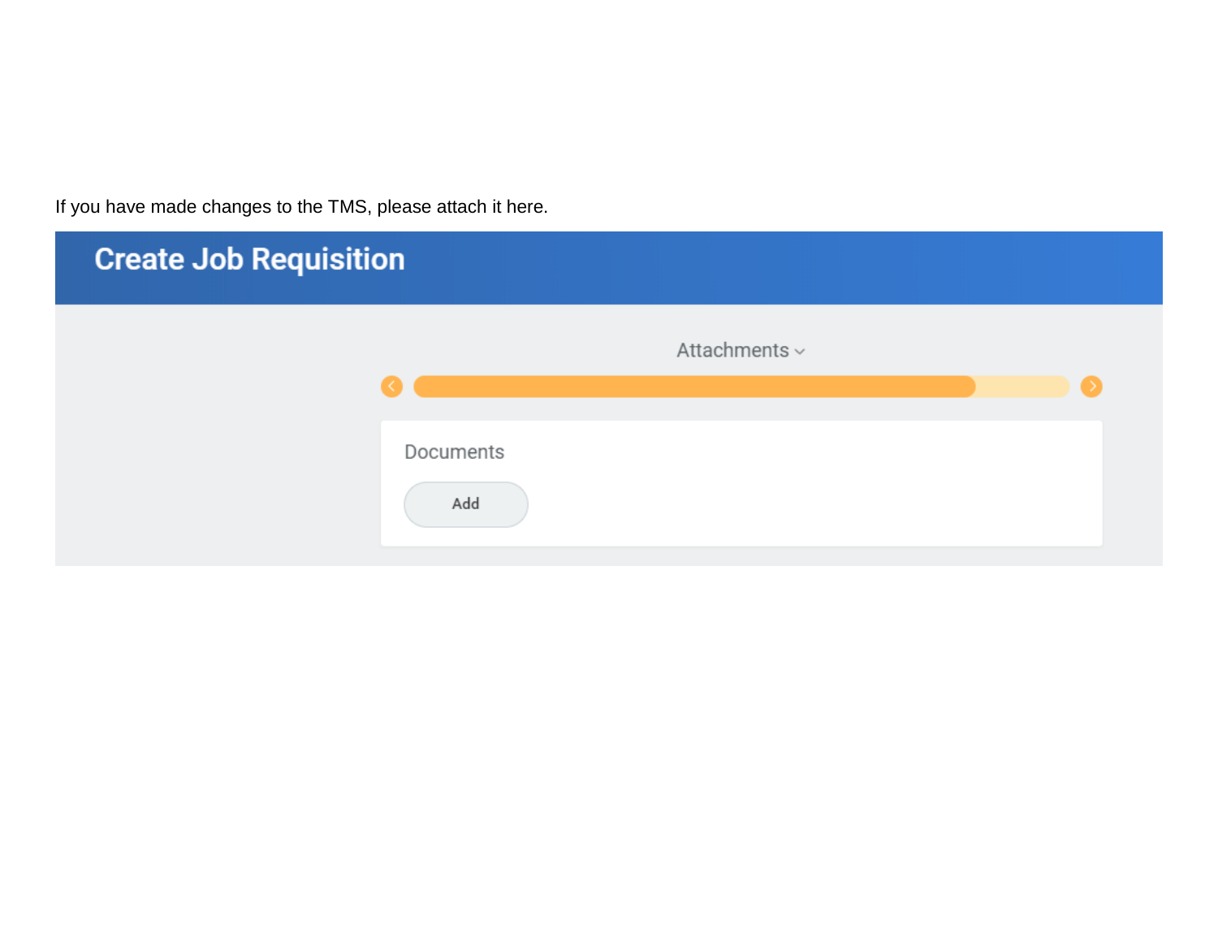If you have made changes to the TMS, please attach it here.

**Create Job Requisition**

Attachments

Documents

Add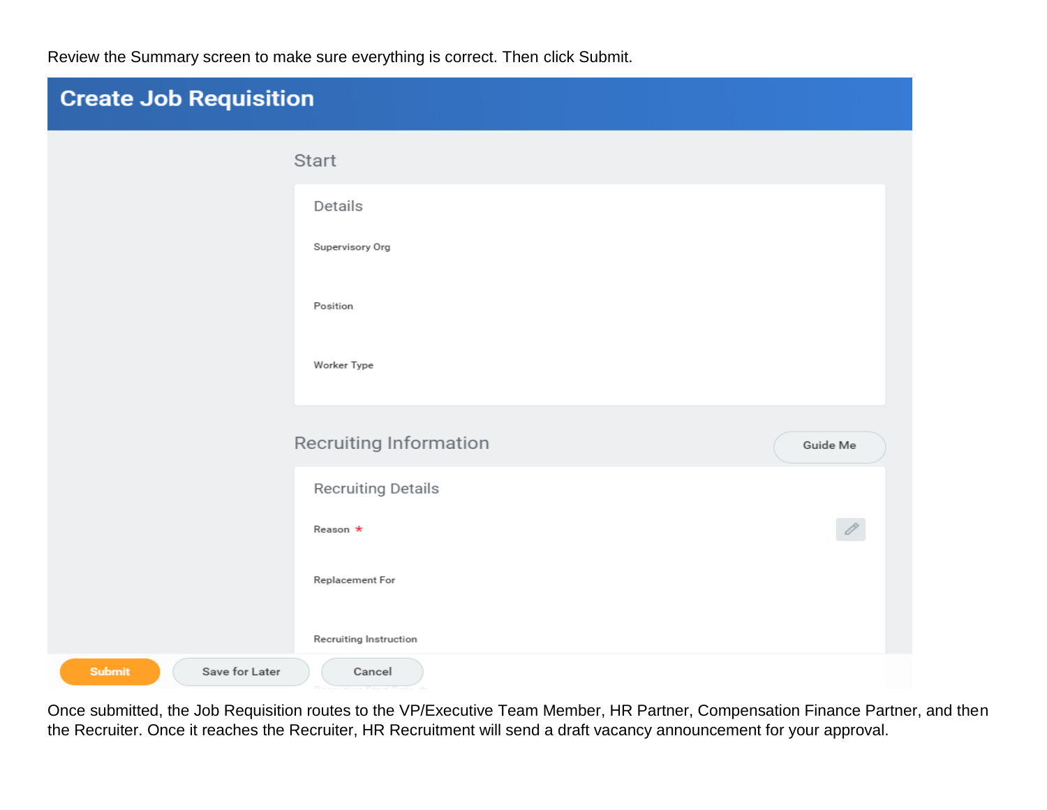Review the Summary screen to make sure everything is correct. Then click Submit.

Create Job Requisition

Start

Details

Supervisory Org

Position

Worker Type

Recruiting Information

Guide Me

Recruiting Details

Reason *

Replacement For

Recruiting Instruction

Submit

Save for Later

Cancel

Once submitted, the Job Requisition routes to the VP/Executive Team Member, HR Partner, Compensation Finance Partner, and then the Recruiter. Once it reaches the Recruiter, HR Recruitment will send a draft vacancy announcement for your approval.